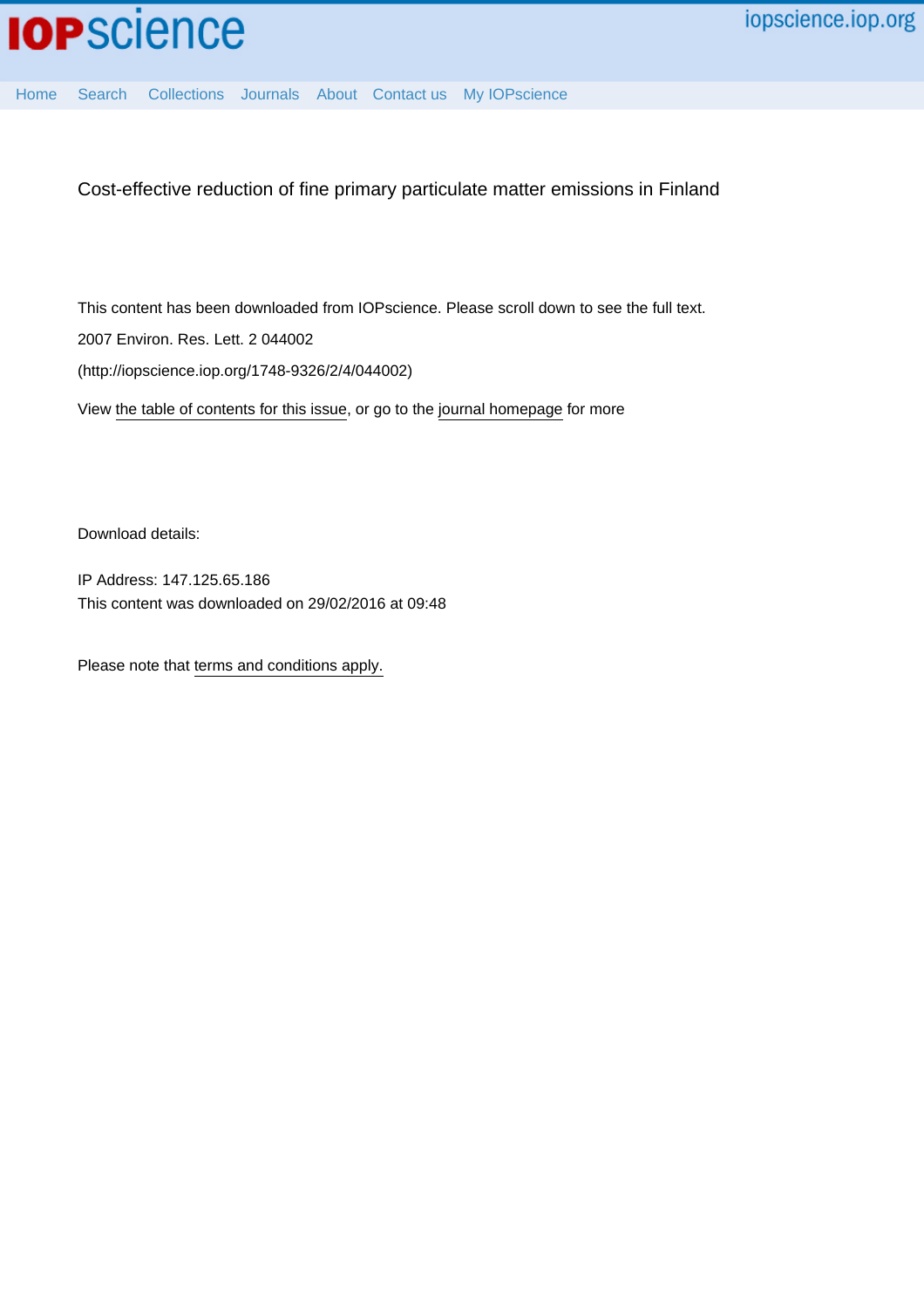Cost-effective reduction of fine primary particulate matter emissions in Finland

This content has been downloaded from IOPscience. Please scroll down to see the full text.

2007 Environ. Res. Lett. 2 044002

(http://iopscience.iop.org/1748-9326/2/4/044002)

View the table of contents for this issue, or go to the journal homepage for more

Download details:

IP Address: 147.125.65.186

This content was downloaded on 29/02/2016 at 09:48

Please note that terms and conditions apply.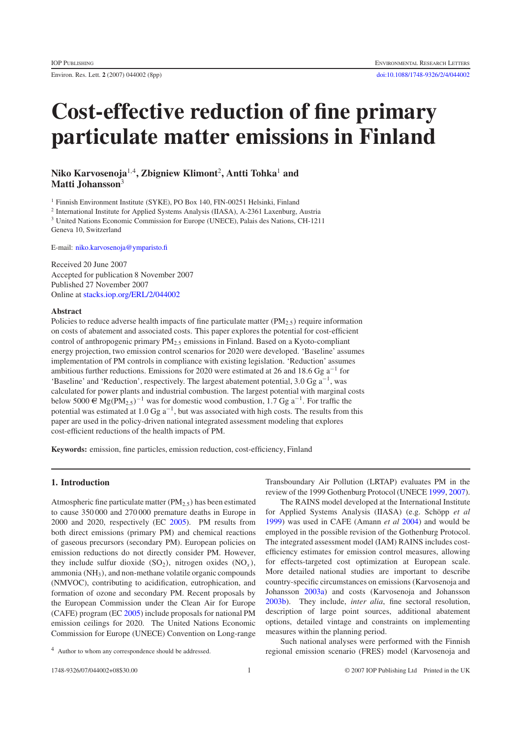# Cost-effective reduction of fine primary particulate matter emissions in Finland

**Niko Karvosenoja**[1,4], **Zbigniew Klimont**[2], **Antti Tohka**[1] **and Matti Johansson**[3]

[1] Finnish Environment Institute (SYKE), PO Box 140, FIN-00251 Helsinki, Finland

[2] International Institute for Applied Systems Analysis (IIASA), A-2361 Laxenburg, Austria

[3] United Nations Economic Commission for Europe (UNECE), Palais des Nations, CH-1211 Geneva 10, Switzerland

E-mail: niko.karvosenoja@ymparisto.fi

Received 20 June 2007
Accepted for publication 8 November 2007
Published 27 November 2007
Online at stacks.iop.org/ERL/2/044002

## Abstract

Policies to reduce adverse health impacts of fine particulate matter ($PM_{2.5}$) require information on costs of abatement and associated costs. This paper explores the potential for cost-efficient control of anthropogenic primary $PM_{2.5}$ emissions in Finland. Based on a Kyoto-compliant energy projection, two emission control scenarios for 2020 were developed. 'Baseline' assumes implementation of PM controls in compliance with existing legislation. 'Reduction' assumes ambitious further reductions. Emissions for 2020 were estimated at 26 and 18.6 Gg $a^{-1}$ for 'Baseline' and 'Reduction', respectively. The largest abatement potential, 3.0 Gg $a^{-1}$, was calculated for power plants and industrial combustion. The largest potential with marginal costs below 5000 € $Mg(PM_{2.5})^{-1}$ was for domestic wood combustion, 1.7 Gg $a^{-1}$. For traffic the potential was estimated at 1.0 Gg $a^{-1}$, but was associated with high costs. The results from this paper are used in the policy-driven national integrated assessment modeling that explores cost-efficient reductions of the health impacts of PM.

**Keywords:** emission, fine particles, emission reduction, cost-efficiency, Finland

## 1. Introduction

Atmospheric fine particulate matter ($PM_{2.5}$) has been estimated to cause 350 000 and 270 000 premature deaths in Europe in 2000 and 2020, respectively (EC 2005). PM results from both direct emissions (primary PM) and chemical reactions of gaseous precursors (secondary PM). European policies on emission reductions do not directly consider PM. However, they include sulfur dioxide ($SO_2$), nitrogen oxides ($NO_x$), ammonia ($NH_3$), and non-methane volatile organic compounds (NMVOC), contributing to acidification, eutrophication, and formation of ozone and secondary PM. Recent proposals by the European Commission under the Clean Air for Europe (CAFE) program (EC 2005) include proposals for national PM emission ceilings for 2020. The United Nations Economic Commission for Europe (UNECE) Convention on Long-range Transboundary Air Pollution (LRTAP) evaluates PM in the review of the 1999 Gothenburg Protocol (UNECE 1999, 2007).

The RAINS model developed at the International Institute for Applied Systems Analysis (IIASA) (e.g. Schöpp *et al* 1999) was used in CAFE (Amann *et al* 2004) and would be employed in the possible revision of the Gothenburg Protocol. The integrated assessment model (IAM) RAINS includes cost-efficiency estimates for emission control measures, allowing for effects-targeted cost optimization at European scale. More detailed national studies are important to describe country-specific circumstances on emissions (Karvosenoja and Johansson 2003a) and costs (Karvosenoja and Johansson 2003b). They include, *inter alia*, fine sectoral resolution, description of large point sources, additional abatement options, detailed vintage and constraints on implementing measures within the planning period.

Such national analyses were performed with the Finnish regional emission scenario (FRES) model (Karvosenoja and

[4] Author to whom any correspondence should be addressed.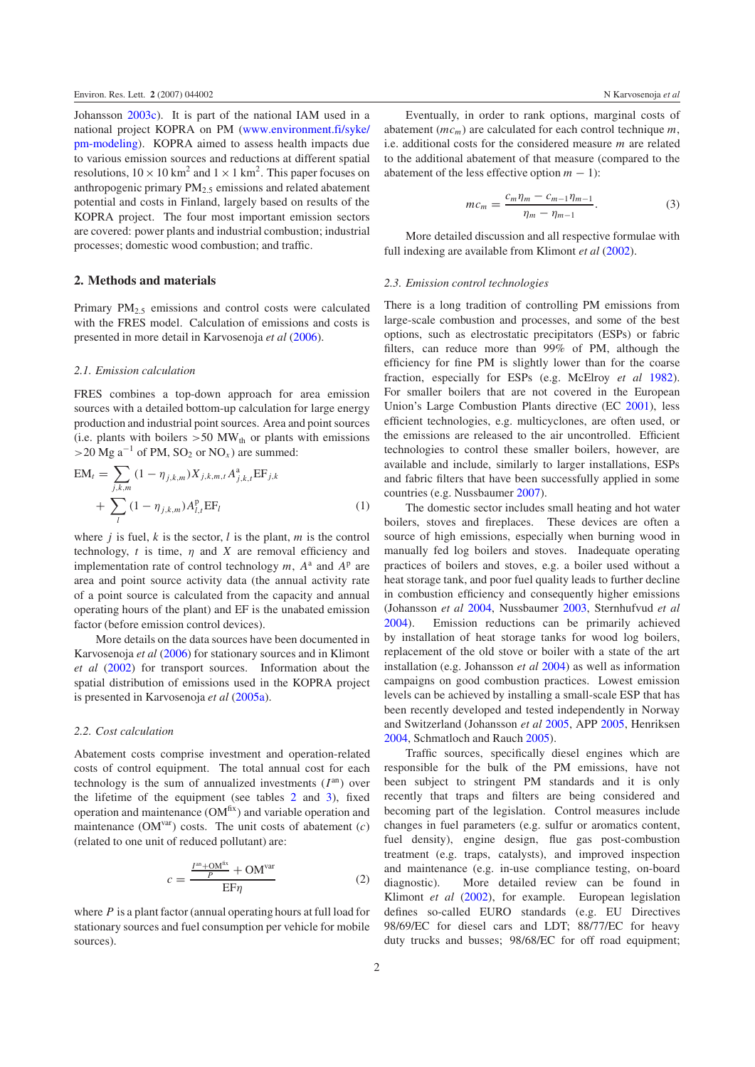Johansson 2003c). It is part of the national IAM used in a national project KOPRA on PM (www.environment.fi/syke/pm-modeling). KOPRA aimed to assess health impacts due to various emission sources and reductions at different spatial resolutions, $10 \times 10$ km$^2$ and $1 \times 1$ km$^2$. This paper focuses on anthropogenic primary $PM_{2.5}$ emissions and related abatement potential and costs in Finland, largely based on results of the KOPRA project. The four most important emission sectors are covered: power plants and industrial combustion; industrial processes; domestic wood combustion; and traffic.

## 2. Methods and materials

Primary $PM_{2.5}$ emissions and control costs were calculated with the FRES model. Calculation of emissions and costs is presented in more detail in Karvosenoja *et al* (2006).

### 2.1. Emission calculation

FRES combines a top-down approach for area emission sources with a detailed bottom-up calculation for large energy production and industrial point sources. Area and point sources (i.e. plants with boilers $>50$ $MW_{th}$ or plants with emissions $>20$ Mg a$^{-1}$ of PM, $SO_2$ or $NO_x$) are summed:

$$\mathrm{EM}_t = \sum_{j,k,m} (1 - \eta_{j,k,m}) X_{j,k,m,t} A^{\mathrm{a}}_{j,k,t} \mathrm{EF}_{j,k} + \sum_{l} (1 - \eta_{j,k,m}) A^{\mathrm{p}}_{l,t} \mathrm{EF}_l \quad (1)$$

where $j$ is fuel, $k$ is the sector, $l$ is the plant, $m$ is the control technology, $t$ is time, $\eta$ and $X$ are removal efficiency and implementation rate of control technology $m$, $A^{\mathrm{a}}$ and $A^{\mathrm{p}}$ are area and point source activity data (the annual activity rate of a point source is calculated from the capacity and annual operating hours of the plant) and EF is the unabated emission factor (before emission control devices).

More details on the data sources have been documented in Karvosenoja *et al* (2006) for stationary sources and in Klimont *et al* (2002) for transport sources. Information about the spatial distribution of emissions used in the KOPRA project is presented in Karvosenoja *et al* (2005a).

### 2.2. Cost calculation

Abatement costs comprise investment and operation-related costs of control equipment. The total annual cost for each technology is the sum of annualized investments ($I^{\mathrm{an}}$) over the lifetime of the equipment (see tables 2 and 3), fixed operation and maintenance ($\mathrm{OM}^{\mathrm{fix}}$) and variable operation and maintenance ($\mathrm{OM}^{\mathrm{var}}$) costs. The unit costs of abatement ($c$) (related to one unit of reduced pollutant) are:

$$c = \frac{\frac{I^{\mathrm{an}} + \mathrm{OM}^{\mathrm{fix}}}{P} + \mathrm{OM}^{\mathrm{var}}}{\mathrm{EF}\eta} \quad (2)$$

where $P$ is a plant factor (annual operating hours at full load for stationary sources and fuel consumption per vehicle for mobile sources).

Eventually, in order to rank options, marginal costs of abatement ($mc_m$) are calculated for each control technique $m$, i.e. additional costs for the considered measure $m$ are related to the additional abatement of that measure (compared to the abatement of the less effective option $m - 1$):

$$mc_m = \frac{c_m \eta_m - c_{m-1} \eta_{m-1}}{\eta_m - \eta_{m-1}}. \quad (3)$$

More detailed discussion and all respective formulae with full indexing are available from Klimont *et al* (2002).

### 2.3. Emission control technologies

There is a long tradition of controlling PM emissions from large-scale combustion and processes, and some of the best options, such as electrostatic precipitators (ESPs) or fabric filters, can reduce more than 99% of PM, although the efficiency for fine PM is slightly lower than for the coarse fraction, especially for ESPs (e.g. McElroy *et al* 1982). For smaller boilers that are not covered in the European Union's Large Combustion Plants directive (EC 2001), less efficient technologies, e.g. multicyclones, are often used, or the emissions are released to the air uncontrolled. Efficient technologies to control these smaller boilers, however, are available and include, similarly to larger installations, ESPs and fabric filters that have been successfully applied in some countries (e.g. Nussbaumer 2007).

The domestic sector includes small heating and hot water boilers, stoves and fireplaces. These devices are often a source of high emissions, especially when burning wood in manually fed log boilers and stoves. Inadequate operating practices of boilers and stoves, e.g. a boiler used without a heat storage tank, and poor fuel quality leads to further decline in combustion efficiency and consequently higher emissions (Johansson *et al* 2004, Nussbaumer 2003, Sternhufvud *et al* 2004). Emission reductions can be primarily achieved by installation of heat storage tanks for wood log boilers, replacement of the old stove or boiler with a state of the art installation (e.g. Johansson *et al* 2004) as well as information campaigns on good combustion practices. Lowest emission levels can be achieved by installing a small-scale ESP that has been recently developed and tested independently in Norway and Switzerland (Johansson *et al* 2005, APP 2005, Henriksen 2004, Schmatloch and Rauch 2005).

Traffic sources, specifically diesel engines which are responsible for the bulk of the PM emissions, have not been subject to stringent PM standards and it is only recently that traps and filters are being considered and becoming part of the legislation. Control measures include changes in fuel parameters (e.g. sulfur or aromatics content, fuel density), engine design, flue gas post-combustion treatment (e.g. traps, catalysts), and improved inspection and maintenance (e.g. in-use compliance testing, on-board diagnostic). More detailed review can be found in Klimont *et al* (2002), for example. European legislation defines so-called EURO standards (e.g. EU Directives 98/69/EC for diesel cars and LDT; 88/77/EC for heavy duty trucks and busses; 98/68/EC for off road equipment;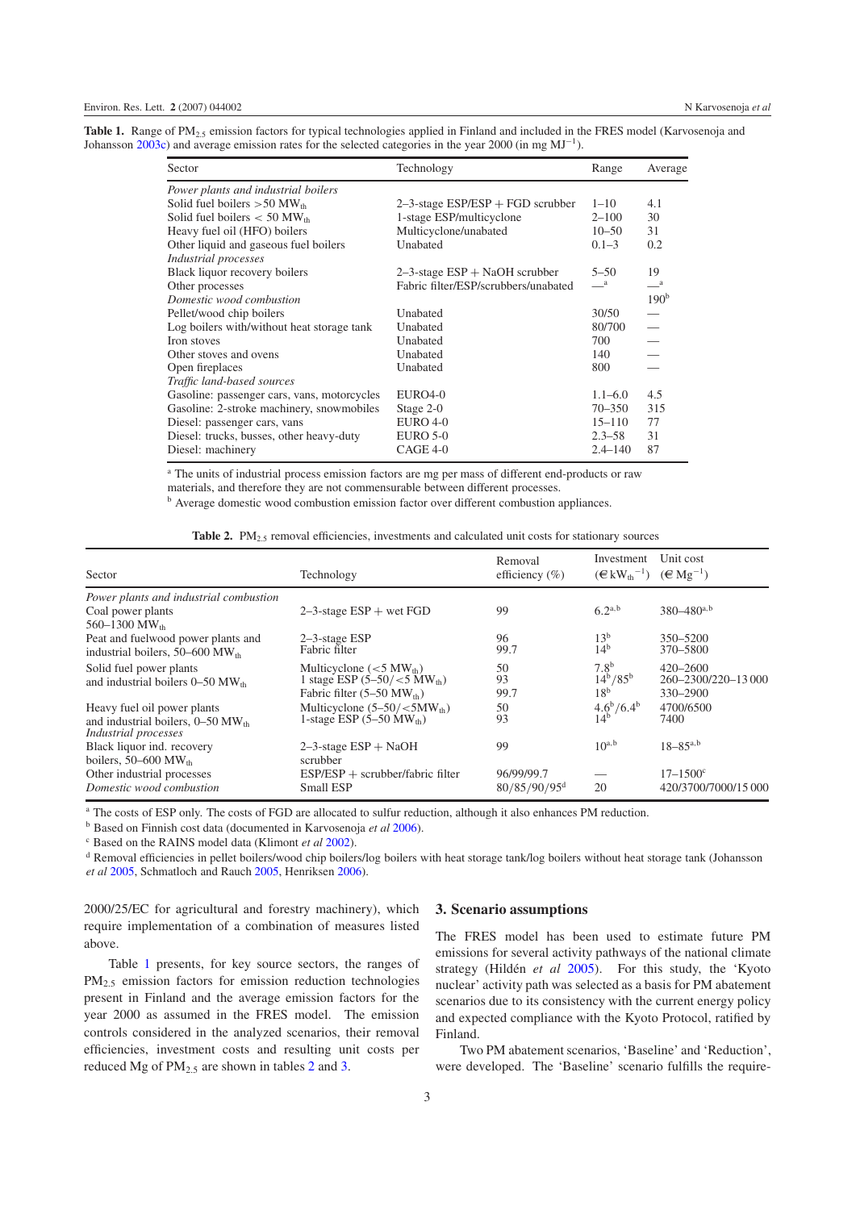**Table 1.** Range of $PM_{2.5}$ emission factors for typical technologies applied in Finland and included in the FRES model (Karvosenoja and Johansson 2003c) and average emission rates for the selected categories in the year 2000 (in mg $MJ^{-1}$).

| Sector | Technology | Range | Average |
|---|---|---|---|
| *Power plants and industrial boilers* | | | |
| Solid fuel boilers >50 $MW_{th}$ | 2–3-stage ESP/ESP + FGD scrubber | 1–10 | 4.1 |
| Solid fuel boilers < 50 $MW_{th}$ | 1-stage ESP/multicyclone | 2–100 | 30 |
| Heavy fuel oil (HFO) boilers | Multicyclone/unabated | 10–50 | 31 |
| Other liquid and gaseous fuel boilers | Unabated | 0.1–3 | 0.2 |
| *Industrial processes* | | | |
| Black liquor recovery boilers | 2–3-stage ESP + NaOH scrubber | 5–50 | 19 |
| Other processes | Fabric filter/ESP/scrubbers/unabated | —[a] | —[a] |
| *Domestic wood combustion* | | | 190[b] |
| Pellet/wood chip boilers | Unabated | 30/50 | — |
| Log boilers with/without heat storage tank | Unabated | 80/700 | — |
| Iron stoves | Unabated | 700 | — |
| Other stoves and ovens | Unabated | 140 | — |
| Open fireplaces | Unabated | 800 | — |
| *Traffic land-based sources* | | | |
| Gasoline: passenger cars, vans, motorcycles | EURO4-0 | 1.1–6.0 | 4.5 |
| Gasoline: 2-stroke machinery, snowmobiles | Stage 2-0 | 70–350 | 315 |
| Diesel: passenger cars, vans | EURO 4-0 | 15–110 | 77 |
| Diesel: trucks, busses, other heavy-duty | EURO 5-0 | 2.3–58 | 31 |
| Diesel: machinery | CAGE 4-0 | 2.4–140 | 87 |

[a] The units of industrial process emission factors are mg per mass of different end-products or raw materials, and therefore they are not commensurable between different processes.
[b] Average domestic wood combustion emission factor over different combustion appliances.

**Table 2.** $PM_{2.5}$ removal efficiencies, investments and calculated unit costs for stationary sources

| Sector | Technology | Removal efficiency (%) | Investment (€ $kW_{th}^{-1}$) | Unit cost (€ $Mg^{-1}$) |
|---|---|---|---|---|
| *Power plants and industrial combustion* | | | | |
| Coal power plants 560–1300 $MW_{th}$ | 2–3-stage ESP + wet FGD | 99 | 6.2[a,b] | 380–480[a,b] |
| Peat and fuelwood power plants and industrial boilers, 50–600 $MW_{th}$ | 2–3-stage ESP<br>Fabric filter | 96<br>99.7 | 13[b]<br>14[b] | 350–5200<br>370–5800 |
| Solid fuel power plants and industrial boilers 0–50 $MW_{th}$ | Multicyclone (<5 $MW_{th}$)<br>1 stage ESP (5–50/<5 $MW_{th}$)<br>Fabric filter (5–50 $MW_{th}$) | 50<br>93<br>99.7 | 7.8[b]<br>14[b]/85[b]<br>18[b] | 420–2600<br>260–2300/220–13 000<br>330–2900 |
| Heavy fuel oil power plants and industrial boilers, 0–50 $MW_{th}$ | Multicyclone (5–50/<5$MW_{th}$)<br>1-stage ESP (5–50 $MW_{th}$) | 50<br>93 | 4.6[b]/6.4[b]<br>14[b] | 4700/6500<br>7400 |
| *Industrial processes* | | | | |
| Black liquor ind. recovery boilers, 50–600 $MW_{th}$ | 2–3-stage ESP + NaOH scrubber | 99 | 10[a,b] | 18–85[a,b] |
| Other industrial processes | ESP/ESP + scrubber/fabric filter | 96/99/99.7 | — | 17–1500[c] |
| *Domestic wood combustion* | Small ESP | 80/85/90/95[d] | 20 | 420/3700/7000/15 000 |

[a] The costs of ESP only. The costs of FGD are allocated to sulfur reduction, although it also enhances PM reduction.
[b] Based on Finnish cost data (documented in Karvosenoja *et al* 2006).
[c] Based on the RAINS model data (Klimont *et al* 2002).
[d] Removal efficiencies in pellet boilers/wood chip boilers/log boilers with heat storage tank/log boilers without heat storage tank (Johansson *et al* 2005, Schmatloch and Rauch 2005, Henriksen 2006).

2000/25/EC for agricultural and forestry machinery), which require implementation of a combination of measures listed above.

Table 1 presents, for key source sectors, the ranges of $PM_{2.5}$ emission factors for emission reduction technologies present in Finland and the average emission factors for the year 2000 as assumed in the FRES model. The emission controls considered in the analyzed scenarios, their removal efficiencies, investment costs and resulting unit costs per reduced Mg of $PM_{2.5}$ are shown in tables 2 and 3.

## 3. Scenario assumptions

The FRES model has been used to estimate future PM emissions for several activity pathways of the national climate strategy (Hildén *et al* 2005). For this study, the 'Kyoto nuclear' activity path was selected as a basis for PM abatement scenarios due to its consistency with the current energy policy and expected compliance with the Kyoto Protocol, ratified by Finland.

Two PM abatement scenarios, 'Baseline' and 'Reduction', were developed. The 'Baseline' scenario fulfills the require-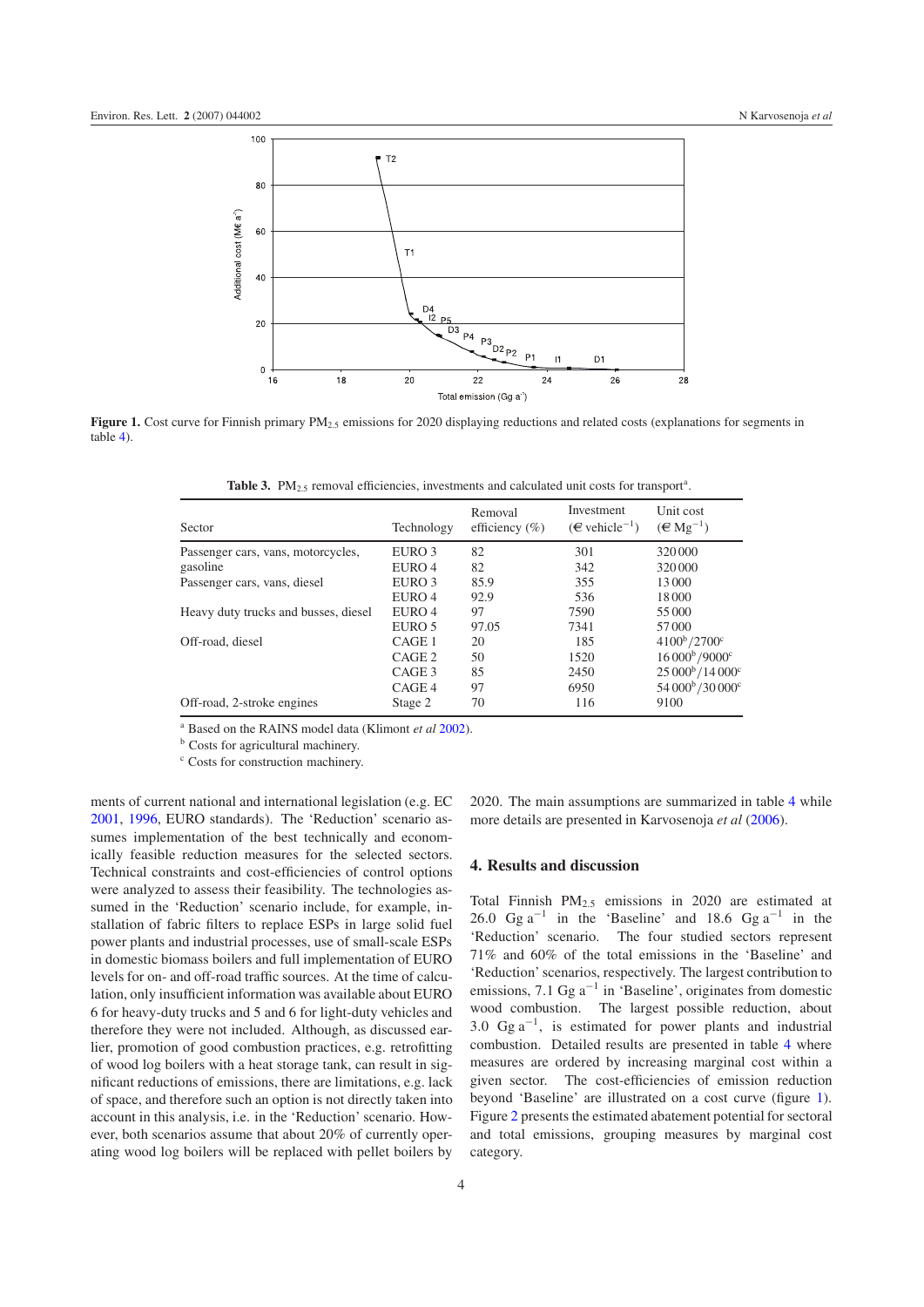**Figure 1.** Cost curve for Finnish primary $PM_{2.5}$ emissions for 2020 displaying reductions and related costs (explanations for segments in table 4).

**Table 3.** $PM_{2.5}$ removal efficiencies, investments and calculated unit costs for transport[a].

| Sector | Technology | Removal efficiency (%) | Investment (€ vehicle$^{-1}$) | Unit cost (€ Mg$^{-1}$) |
|---|---|---|---|---|
| Passenger cars, vans, motorcycles, | EURO 3 | 82 | 301 | 320 000 |
| gasoline | EURO 4 | 82 | 342 | 320 000 |
| Passenger cars, vans, diesel | EURO 3 | 85.9 | 355 | 13 000 |
| | EURO 4 | 92.9 | 536 | 18 000 |
| Heavy duty trucks and busses, diesel | EURO 4 | 97 | 7590 | 55 000 |
| | EURO 5 | 97.05 | 7341 | 57 000 |
| Off-road, diesel | CAGE 1 | 20 | 185 | 4100[b]/2700[c] |
| | CAGE 2 | 50 | 1520 | 16 000[b]/9000[c] |
| | CAGE 3 | 85 | 2450 | 25 000[b]/14 000[c] |
| | CAGE 4 | 97 | 6950 | 54 000[b]/30 000[c] |
| Off-road, 2-stroke engines | Stage 2 | 70 | 116 | 9100 |

[a] Based on the RAINS model data (Klimont *et al* 2002).
[b] Costs for agricultural machinery.
[c] Costs for construction machinery.

ments of current national and international legislation (e.g. EC 2001, 1996, EURO standards). The 'Reduction' scenario assumes implementation of the best technically and economically feasible reduction measures for the selected sectors. Technical constraints and cost-efficiencies of control options were analyzed to assess their feasibility. The technologies assumed in the 'Reduction' scenario include, for example, installation of fabric filters to replace ESPs in large solid fuel power plants and industrial processes, use of small-scale ESPs in domestic biomass boilers and full implementation of EURO levels for on- and off-road traffic sources. At the time of calculation, only insufficient information was available about EURO 6 for heavy-duty trucks and 5 and 6 for light-duty vehicles and therefore they were not included. Although, as discussed earlier, promotion of good combustion practices, e.g. retrofitting of wood log boilers with a heat storage tank, can result in significant reductions of emissions, there are limitations, e.g. lack of space, and therefore such an option is not directly taken into account in this analysis, i.e. in the 'Reduction' scenario. However, both scenarios assume that about 20% of currently operating wood log boilers will be replaced with pellet boilers by 2020. The main assumptions are summarized in table 4 while more details are presented in Karvosenoja *et al* (2006).

## 4. Results and discussion

Total Finnish $PM_{2.5}$ emissions in 2020 are estimated at 26.0 Gg a$^{-1}$ in the 'Baseline' and 18.6 Gg a$^{-1}$ in the 'Reduction' scenario. The four studied sectors represent 71% and 60% of the total emissions in the 'Baseline' and 'Reduction' scenarios, respectively. The largest contribution to emissions, 7.1 Gg a$^{-1}$ in 'Baseline', originates from domestic wood combustion. The largest possible reduction, about 3.0 Gg a$^{-1}$, is estimated for power plants and industrial combustion. Detailed results are presented in table 4 where measures are ordered by increasing marginal cost within a given sector. The cost-efficiencies of emission reduction beyond 'Baseline' are illustrated on a cost curve (figure 1). Figure 2 presents the estimated abatement potential for sectoral and total emissions, grouping measures by marginal cost category.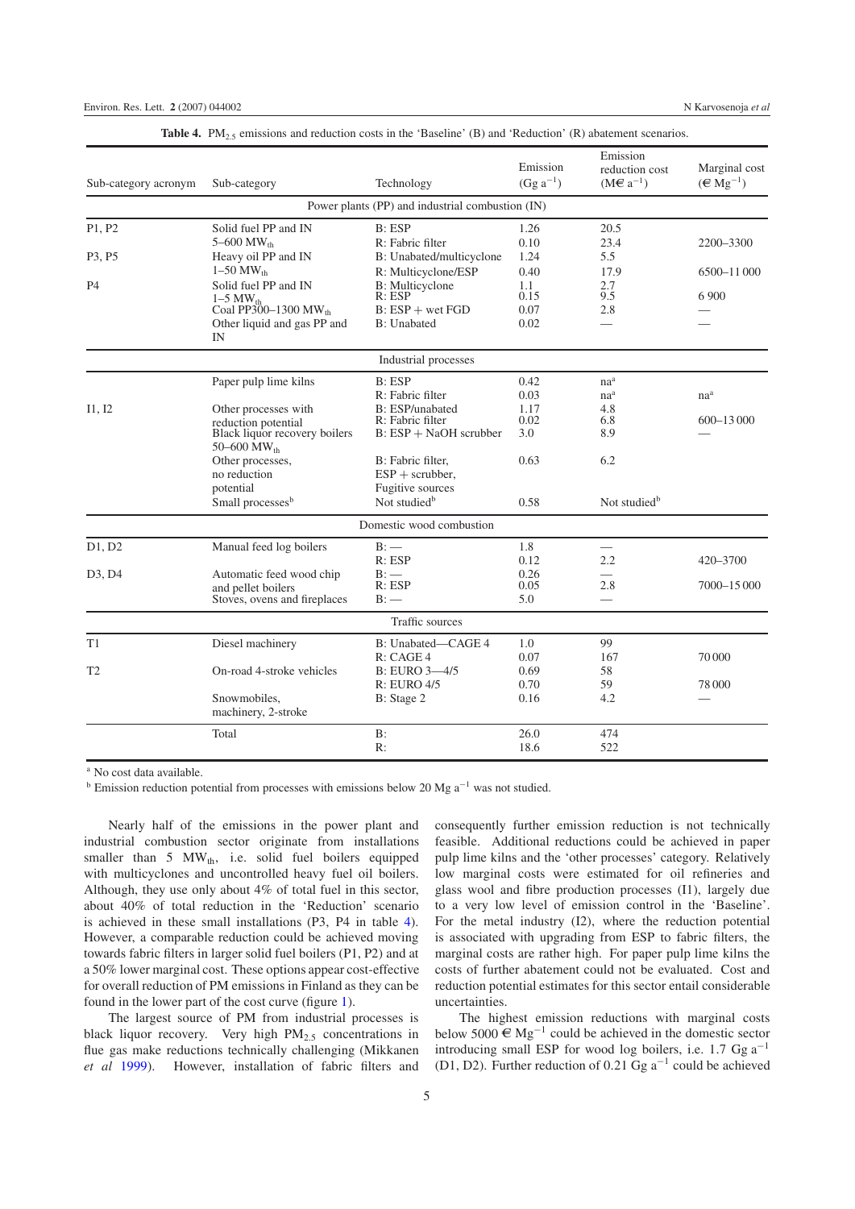**Table 4.** $PM_{2.5}$ emissions and reduction costs in the 'Baseline' (B) and 'Reduction' (R) abatement scenarios.

| Sub-category acronym | Sub-category | Technology | Emission ($Gg\ a^{-1}$) | Emission reduction cost ($M€\ a^{-1}$) | Marginal cost ($€\ Mg^{-1}$) |
|---|---|---|---|---|---|
| | | Power plants (PP) and industrial combustion (IN) | | | |
| P1, P2 | Solid fuel PP and IN | B: ESP | 1.26 | 20.5 | |
| | 5–600 $MW_{th}$ | R: Fabric filter | 0.10 | 23.4 | 2200–3300 |
| P3, P5 | Heavy oil PP and IN | B: Unabated/multicyclone | 1.24 | 5.5 | |
| | 1–50 $MW_{th}$ | R: Multicyclone/ESP | 0.40 | 17.9 | 6500–11 000 |
| P4 | Solid fuel PP and IN | B: Multicyclone | 1.1 | 2.7 | |
| | 1–5 $MW_{th}$ | R: ESP | 0.15 | 9.5 | 6 900 |
| | Coal PP300–1300 $MW_{th}$ | B: ESP + wet FGD | 0.07 | 2.8 | — |
| | Other liquid and gas PP and IN | B: Unabated | 0.02 | — | — |
| | | Industrial processes | | | |
| | Paper pulp lime kilns | B: ESP | 0.42 | na[a] | |
| | | R: Fabric filter | 0.03 | na[a] | na[a] |
| I1, I2 | Other processes with | B: ESP/unabated | 1.17 | 4.8 | |
| | reduction potential | R: Fabric filter | 0.02 | 6.8 | 600–13 000 |
| | Black liquor recovery boilers 50–600 $MW_{th}$ | B: ESP + NaOH scrubber | 3.0 | 8.9 | — |
| | Other processes, no reduction potential | B: Fabric filter, ESP + scrubber, Fugitive sources | 0.63 | 6.2 | |
| | Small processes[b] | Not studied[b] | 0.58 | Not studied[b] | |
| | | Domestic wood combustion | | | |
| D1, D2 | Manual feed log boilers | B: — | 1.8 | — | |
| | | R: ESP | 0.12 | 2.2 | 420–3700 |
| D3, D4 | Automatic feed wood chip | B: — | 0.26 | — | |
| | and pellet boilers | R: ESP | 0.05 | 2.8 | 7000–15 000 |
| | Stoves, ovens and fireplaces | B: — | 5.0 | — | |
| | | Traffic sources | | | |
| T1 | Diesel machinery | B: Unabated—CAGE 4 | 1.0 | 99 | |
| | | R: CAGE 4 | 0.07 | 167 | 70 000 |
| T2 | On-road 4-stroke vehicles | B: EURO 3—4/5 | 0.69 | 58 | |
| | | R: EURO 4/5 | 0.70 | 59 | 78 000 |
| | Snowmobiles, machinery, 2-stroke | B: Stage 2 | 0.16 | 4.2 | — |
| | Total | B: | 26.0 | 474 | |
| | | R: | 18.6 | 522 | |

[a] No cost data available.

[b] Emission reduction potential from processes with emissions below 20 $Mg\ a^{-1}$ was not studied.

Nearly half of the emissions in the power plant and industrial combustion sector originate from installations smaller than 5 $MW_{th}$, i.e. solid fuel boilers equipped with multicyclones and uncontrolled heavy fuel oil boilers. Although, they use only about 4% of total fuel in this sector, about 40% of total reduction in the 'Reduction' scenario is achieved in these small installations (P3, P4 in table 4). However, a comparable reduction could be achieved moving towards fabric filters in larger solid fuel boilers (P1, P2) and at a 50% lower marginal cost. These options appear cost-effective for overall reduction of PM emissions in Finland as they can be found in the lower part of the cost curve (figure 1).

The largest source of PM from industrial processes is black liquor recovery. Very high $PM_{2.5}$ concentrations in flue gas make reductions technically challenging (Mikkanen *et al* 1999). However, installation of fabric filters and consequently further emission reduction is not technically feasible. Additional reductions could be achieved in paper pulp lime kilns and the 'other processes' category. Relatively low marginal costs were estimated for oil refineries and glass wool and fibre production processes (I1), largely due to a very low level of emission control in the 'Baseline'. For the metal industry (I2), where the reduction potential is associated with upgrading from ESP to fabric filters, the marginal costs are rather high. For paper pulp lime kilns the costs of further abatement could not be evaluated. Cost and reduction potential estimates for this sector entail considerable uncertainties.

The highest emission reductions with marginal costs below 5000 $€\ Mg^{-1}$ could be achieved in the domestic sector introducing small ESP for wood log boilers, i.e. 1.7 $Gg\ a^{-1}$ (D1, D2). Further reduction of 0.21 $Gg\ a^{-1}$ could be achieved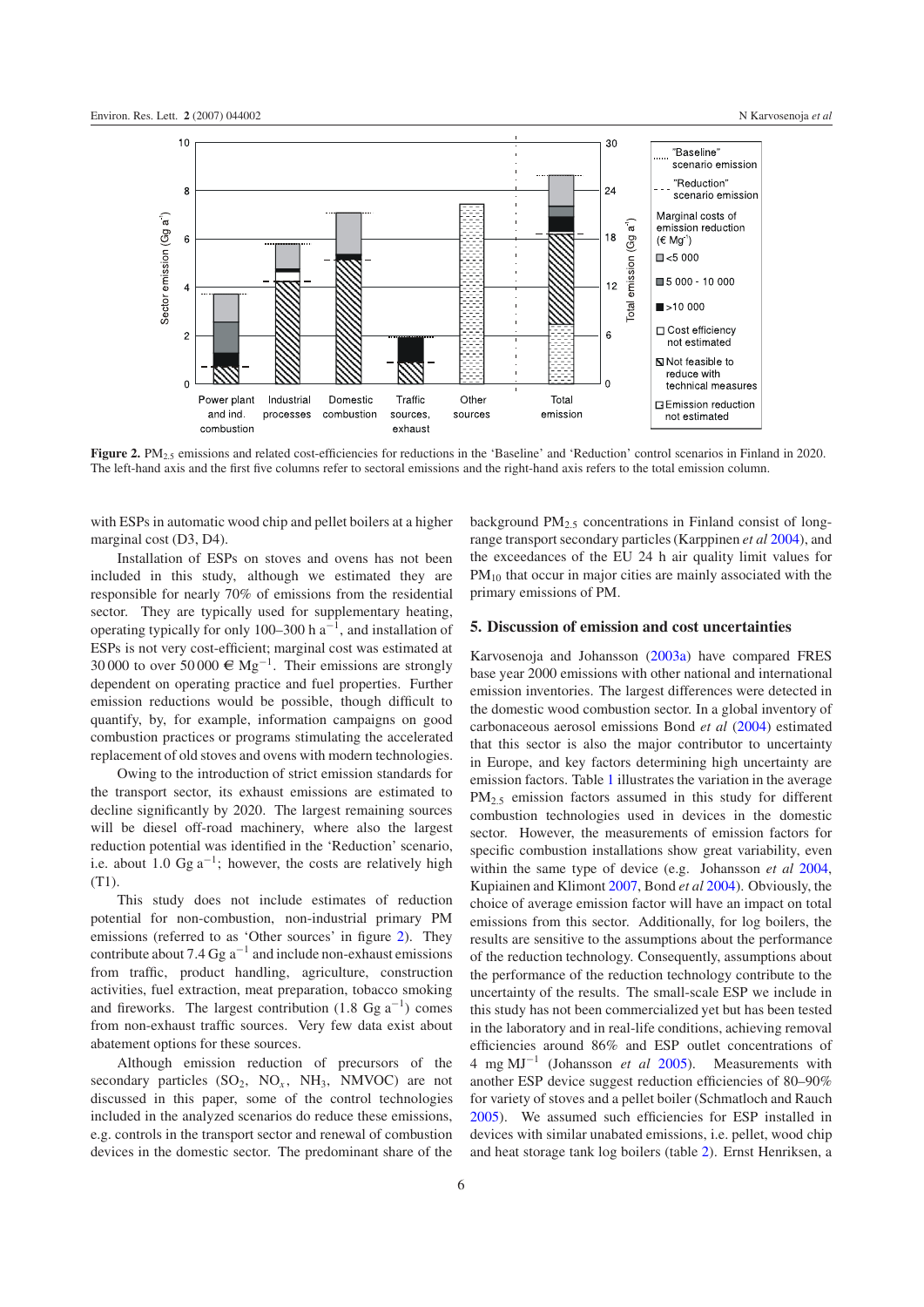**Figure 2.** $PM_{2.5}$ emissions and related cost-efficiencies for reductions in the 'Baseline' and 'Reduction' control scenarios in Finland in 2020. The left-hand axis and the first five columns refer to sectoral emissions and the right-hand axis refers to the total emission column.

with ESPs in automatic wood chip and pellet boilers at a higher marginal cost (D3, D4).

Installation of ESPs on stoves and ovens has not been included in this study, although we estimated they are responsible for nearly 70% of emissions from the residential sector. They are typically used for supplementary heating, operating typically for only 100–300 h $a^{-1}$, and installation of ESPs is not very cost-efficient; marginal cost was estimated at 30 000 to over 50 000 € $Mg^{-1}$. Their emissions are strongly dependent on operating practice and fuel properties. Further emission reductions would be possible, though difficult to quantify, by, for example, information campaigns on good combustion practices or programs stimulating the accelerated replacement of old stoves and ovens with modern technologies.

Owing to the introduction of strict emission standards for the transport sector, its exhaust emissions are estimated to decline significantly by 2020. The largest remaining sources will be diesel off-road machinery, where also the largest reduction potential was identified in the 'Reduction' scenario, i.e. about 1.0 Gg $a^{-1}$; however, the costs are relatively high (T1).

This study does not include estimates of reduction potential for non-combustion, non-industrial primary PM emissions (referred to as 'Other sources' in figure 2). They contribute about 7.4 Gg $a^{-1}$ and include non-exhaust emissions from traffic, product handling, agriculture, construction activities, fuel extraction, meat preparation, tobacco smoking and fireworks. The largest contribution (1.8 Gg $a^{-1}$) comes from non-exhaust traffic sources. Very few data exist about abatement options for these sources.

Although emission reduction of precursors of the secondary particles ($SO_2$, $NO_x$, $NH_3$, NMVOC) are not discussed in this paper, some of the control technologies included in the analyzed scenarios do reduce these emissions, e.g. controls in the transport sector and renewal of combustion devices in the domestic sector. The predominant share of the background $PM_{2.5}$ concentrations in Finland consist of long-range transport secondary particles (Karppinen *et al* 2004), and the exceedances of the EU 24 h air quality limit values for $PM_{10}$ that occur in major cities are mainly associated with the primary emissions of PM.

## 5. Discussion of emission and cost uncertainties

Karvosenoja and Johansson (2003a) have compared FRES base year 2000 emissions with other national and international emission inventories. The largest differences were detected in the domestic wood combustion sector. In a global inventory of carbonaceous aerosol emissions Bond *et al* (2004) estimated that this sector is also the major contributor to uncertainty in Europe, and key factors determining high uncertainty are emission factors. Table 1 illustrates the variation in the average $PM_{2.5}$ emission factors assumed in this study for different combustion technologies used in devices in the domestic sector. However, the measurements of emission factors for specific combustion installations show great variability, even within the same type of device (e.g. Johansson *et al* 2004, Kupiainen and Klimont 2007, Bond *et al* 2004). Obviously, the choice of average emission factor will have an impact on total emissions from this sector. Additionally, for log boilers, the results are sensitive to the assumptions about the performance of the reduction technology. Consequently, assumptions about the performance of the reduction technology contribute to the uncertainty of the results. The small-scale ESP we include in this study has not been commercialized yet but has been tested in the laboratory and in real-life conditions, achieving removal efficiencies around 86% and ESP outlet concentrations of 4 mg $MJ^{-1}$ (Johansson *et al* 2005). Measurements with another ESP device suggest reduction efficiencies of 80–90% for variety of stoves and a pellet boiler (Schmatloch and Rauch 2005). We assumed such efficiencies for ESP installed in devices with similar unabated emissions, i.e. pellet, wood chip and heat storage tank log boilers (table 2). Ernst Henriksen, a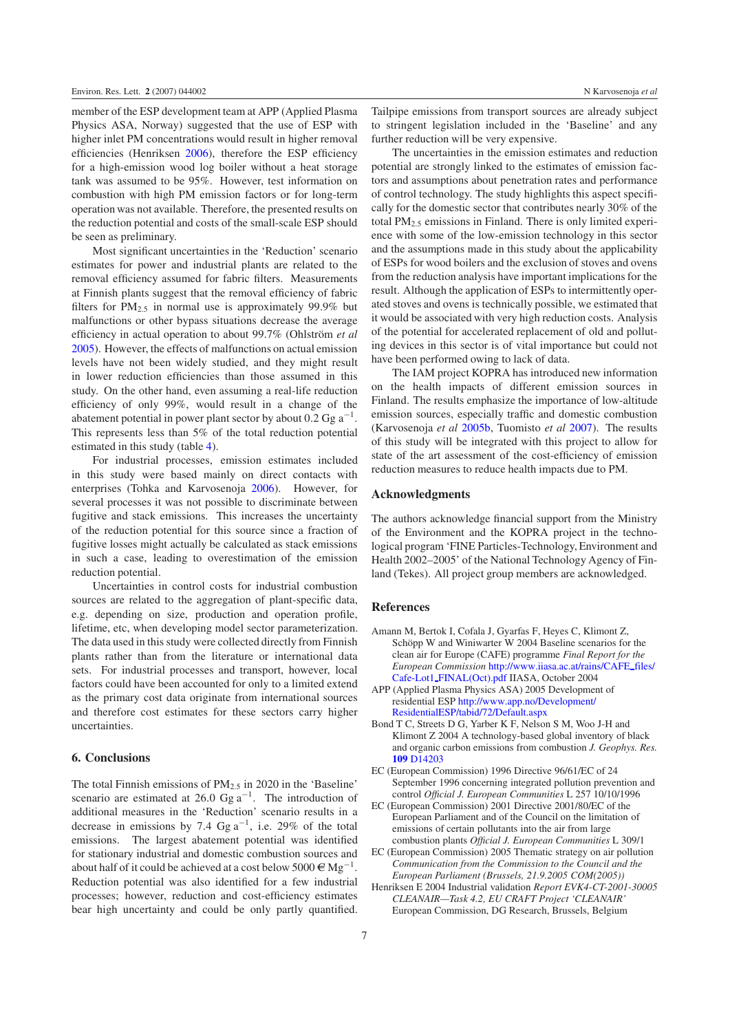member of the ESP development team at APP (Applied Plasma Physics ASA, Norway) suggested that the use of ESP with higher inlet PM concentrations would result in higher removal efficiencies (Henriksen 2006), therefore the ESP efficiency for a high-emission wood log boiler without a heat storage tank was assumed to be 95%. However, test information on combustion with high PM emission factors or for long-term operation was not available. Therefore, the presented results on the reduction potential and costs of the small-scale ESP should be seen as preliminary.

Most significant uncertainties in the 'Reduction' scenario estimates for power and industrial plants are related to the removal efficiency assumed for fabric filters. Measurements at Finnish plants suggest that the removal efficiency of fabric filters for $PM_{2.5}$ in normal use is approximately 99.9% but malfunctions or other bypass situations decrease the average efficiency in actual operation to about 99.7% (Ohlström *et al* 2005). However, the effects of malfunctions on actual emission levels have not been widely studied, and they might result in lower reduction efficiencies than those assumed in this study. On the other hand, even assuming a real-life reduction efficiency of only 99%, would result in a change of the abatement potential in power plant sector by about 0.2 Gg $a^{-1}$. This represents less than 5% of the total reduction potential estimated in this study (table 4).

For industrial processes, emission estimates included in this study were based mainly on direct contacts with enterprises (Tohka and Karvosenoja 2006). However, for several processes it was not possible to discriminate between fugitive and stack emissions. This increases the uncertainty of the reduction potential for this source since a fraction of fugitive losses might actually be calculated as stack emissions in such a case, leading to overestimation of the emission reduction potential.

Uncertainties in control costs for industrial combustion sources are related to the aggregation of plant-specific data, e.g. depending on size, production and operation profile, lifetime, etc, when developing model sector parameterization. The data used in this study were collected directly from Finnish plants rather than from the literature or international data sets. For industrial processes and transport, however, local factors could have been accounted for only to a limited extend as the primary cost data originate from international sources and therefore cost estimates for these sectors carry higher uncertainties.

## 6. Conclusions

The total Finnish emissions of $PM_{2.5}$ in 2020 in the 'Baseline' scenario are estimated at 26.0 Gg $a^{-1}$. The introduction of additional measures in the 'Reduction' scenario results in a decrease in emissions by 7.4 Gg $a^{-1}$, i.e. 29% of the total emissions. The largest abatement potential was identified for stationary industrial and domestic combustion sources and about half of it could be achieved at a cost below 5000 € $Mg^{-1}$. Reduction potential was also identified for a few industrial processes; however, reduction and cost-efficiency estimates bear high uncertainty and could be only partly quantified. Tailpipe emissions from transport sources are already subject to stringent legislation included in the 'Baseline' and any further reduction will be very expensive.

The uncertainties in the emission estimates and reduction potential are strongly linked to the estimates of emission factors and assumptions about penetration rates and performance of control technology. The study highlights this aspect specifically for the domestic sector that contributes nearly 30% of the total $PM_{2.5}$ emissions in Finland. There is only limited experience with some of the low-emission technology in this sector and the assumptions made in this study about the applicability of ESPs for wood boilers and the exclusion of stoves and ovens from the reduction analysis have important implications for the result. Although the application of ESPs to intermittently operated stoves and ovens is technically possible, we estimated that it would be associated with very high reduction costs. Analysis of the potential for accelerated replacement of old and polluting devices in this sector is of vital importance but could not have been performed owing to lack of data.

The IAM project KOPRA has introduced new information on the health impacts of different emission sources in Finland. The results emphasize the importance of low-altitude emission sources, especially traffic and domestic combustion (Karvosenoja *et al* 2005b, Tuomisto *et al* 2007). The results of this study will be integrated with this project to allow for state of the art assessment of the cost-efficiency of emission reduction measures to reduce health impacts due to PM.

## Acknowledgments

The authors acknowledge financial support from the Ministry of the Environment and the KOPRA project in the technological program 'FINE Particles-Technology, Environment and Health 2002–2005' of the National Technology Agency of Finland (Tekes). All project group members are acknowledged.

## References

Amann M, Bertok I, Cofala J, Gyarfas F, Heyes C, Klimont Z, Schöpp W and Winiwarter W 2004 Baseline scenarios for the clean air for Europe (CAFE) programme *Final Report for the European Commission* http://www.iiasa.ac.at/rains/CAFE_files/Cafe-Lot1_FINAL(Oct).pdf IIASA, October 2004

APP (Applied Plasma Physics ASA) 2005 Development of residential ESP http://www.app.no/Development/ResidentialESP/tabid/72/Default.aspx

Bond T C, Streets D G, Yarber K F, Nelson S M, Woo J-H and Klimont Z 2004 A technology-based global inventory of black and organic carbon emissions from combustion *J. Geophys. Res.* **109** D14203

EC (European Commission) 1996 Directive 96/61/EC of 24 September 1996 concerning integrated pollution prevention and control *Official J. European Communities* L 257 10/10/1996

EC (European Commission) 2001 Directive 2001/80/EC of the European Parliament and of the Council on the limitation of emissions of certain pollutants into the air from large combustion plants *Official J. European Communities* L 309/1

EC (European Commission) 2005 Thematic strategy on air pollution *Communication from the Commission to the Council and the European Parliament (Brussels, 21.9.2005 COM(2005))*

Henriksen E 2004 Industrial validation *Report EVK4-CT-2001-30005 CLEANAIR—Task 4.2, EU CRAFT Project 'CLEANAIR'* European Commission, DG Research, Brussels, Belgium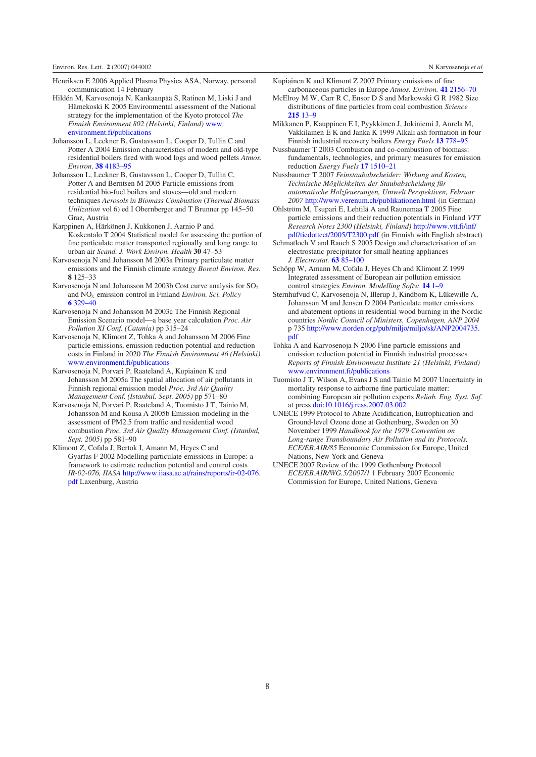Henriksen E 2006 Applied Plasma Physics ASA, Norway, personal communication 14 February

Hildén M, Karvosenoja N, Kankaanpää S, Ratinen M, Liski J and Hämekoski K 2005 Environmental assessment of the National strategy for the implementation of the Kyoto protocol *The Finnish Environment 802 (Helsinki, Finland)* www.environment.fi/publications

Johansson L, Leckner B, Gustavsson L, Cooper D, Tullin C and Potter A 2004 Emission characteristics of modern and old-type residential boilers fired with wood logs and wood pellets *Atmos. Environ.* **38** 4183–95

Johansson L, Leckner B, Gustavsson L, Cooper D, Tullin C, Potter A and Berntsen M 2005 Particle emissions from residential bio-fuel boilers and stoves—old and modern techniques *Aerosols in Biomass Combustion* (*Thermal Biomass Utilization* vol 6) ed I Obernberger and T Brunner pp 145–50 Graz, Austria

Karppinen A, Härkönen J, Kukkonen J, Aarnio P and Koskentalo T 2004 Statistical model for assessing the portion of fine particulate matter transported regionally and long range to urban air *Scand. J. Work Environ. Health* **30** 47–53

Karvosenoja N and Johansson M 2003a Primary particulate matter emissions and the Finnish climate strategy *Boreal Environ. Res.* **8** 125–33

Karvosenoja N and Johansson M 2003b Cost curve analysis for $SO_2$ and $NO_x$ emission control in Finland *Environ. Sci. Policy* **6** 329–40

Karvosenoja N and Johansson M 2003c The Finnish Regional Emission Scenario model—a base year calculation *Proc. Air Pollution XI Conf. (Catania)* pp 315–24

Karvosenoja N, Klimont Z, Tohka A and Johansson M 2006 Fine particle emissions, emission reduction potential and reduction costs in Finland in 2020 *The Finnish Environment 46 (Helsinki)* www.environment.fi/publications

Karvosenoja N, Porvari P, Raateland A, Kupiainen K and Johansson M 2005a The spatial allocation of air pollutants in Finnish regional emission model *Proc. 3rd Air Quality Management Conf. (Istanbul, Sept. 2005)* pp 571–80

Karvosenoja N, Porvari P, Raateland A, Tuomisto J T, Tainio M, Johansson M and Kousa A 2005b Emission modeling in the assessment of PM2.5 from traffic and residential wood combustion *Proc. 3rd Air Quality Management Conf. (Istanbul, Sept. 2005)* pp 581–90

Klimont Z, Cofala J, Bertok I, Amann M, Heyes C and Gyarfas F 2002 Modelling particulate emissions in Europe: a framework to estimate reduction potential and control costs *IR-02-076, IIASA* http://www.iiasa.ac.at/rains/reports/ir-02-076.pdf Laxenburg, Austria

Kupiainen K and Klimont Z 2007 Primary emissions of fine carbonaceous particles in Europe *Atmos. Environ.* **41** 2156–70

McElroy M W, Carr R C, Ensor D S and Markowski G R 1982 Size distributions of fine particles from coal combustion *Science* **215** 13–9

Mikkanen P, Kauppinen E I, Pyykkönen J, Jokiniemi J, Aurela M, Vakkilainen E K and Janka K 1999 Alkali ash formation in four Finnish industrial recovery boilers *Energy Fuels* **13** 778–95

Nussbaumer T 2003 Combustion and co-combustion of biomass: fundamentals, technologies, and primary measures for emission reduction *Energy Fuels* **17** 1510–21

Nussbaumer T 2007 *Feinstaubabscheider: Wirkung und Kosten, Technische Möglichkeiten der Staubabscheidung für automatische Holzfeuerungen, Umwelt Perspektiven, Februar 2007* http://www.verenum.ch/publikationen.html (in German)

Ohlström M, Tsupari E, Lehtilä A and Raunemaa T 2005 Fine particle emissions and their reduction potentials in Finland *VTT Research Notes 2300 (Helsinki, Finland)* http://www.vtt.fi/inf/pdf/tiedotteet/2005/T2300.pdf (in Finnish with English abstract)

Schmatloch V and Rauch S 2005 Design and characterisation of an electrostatic precipitator for small heating appliances *J. Electrostat.* **63** 85–100

Schöpp W, Amann M, Cofala J, Heyes Ch and Klimont Z 1999 Integrated assessment of European air pollution emission control strategies *Environ. Modelling Softw.* **14** 1–9

Sternhufvud C, Karvosenoja N, Illerup J, Kindbom K, Lükewille A, Johansson M and Jensen D 2004 Particulate matter emissions and abatement options in residential wood burning in the Nordic countries *Nordic Council of Ministers, Copenhagen, ANP 2004* p 735 http://www.norden.org/pub/miljo/miljo/sk/ANP2004735.pdf

Tohka A and Karvosenoja N 2006 Fine particle emissions and emission reduction potential in Finnish industrial processes *Reports of Finnish Environment Institute 21 (Helsinki, Finland)* www.environment.fi/publications

Tuomisto J T, Wilson A, Evans J S and Tainio M 2007 Uncertainty in mortality response to airborne fine particulate matter: combining European air pollution experts *Reliab. Eng. Syst. Saf.* at press doi:10.1016/j.ress.2007.03.002

UNECE 1999 Protocol to Abate Acidification, Eutrophication and Ground-level Ozone done at Gothenburg, Sweden on 30 November 1999 *Handbook for the 1979 Convention on Long-range Transboundary Air Pollution and its Protocols, ECE/EB.AIR/85* Economic Commission for Europe, United Nations, New York and Geneva

UNECE 2007 Review of the 1999 Gothenburg Protocol *ECE/EB.AIR/WG.5/2007/1* 1 February 2007 Economic Commission for Europe, United Nations, Geneva